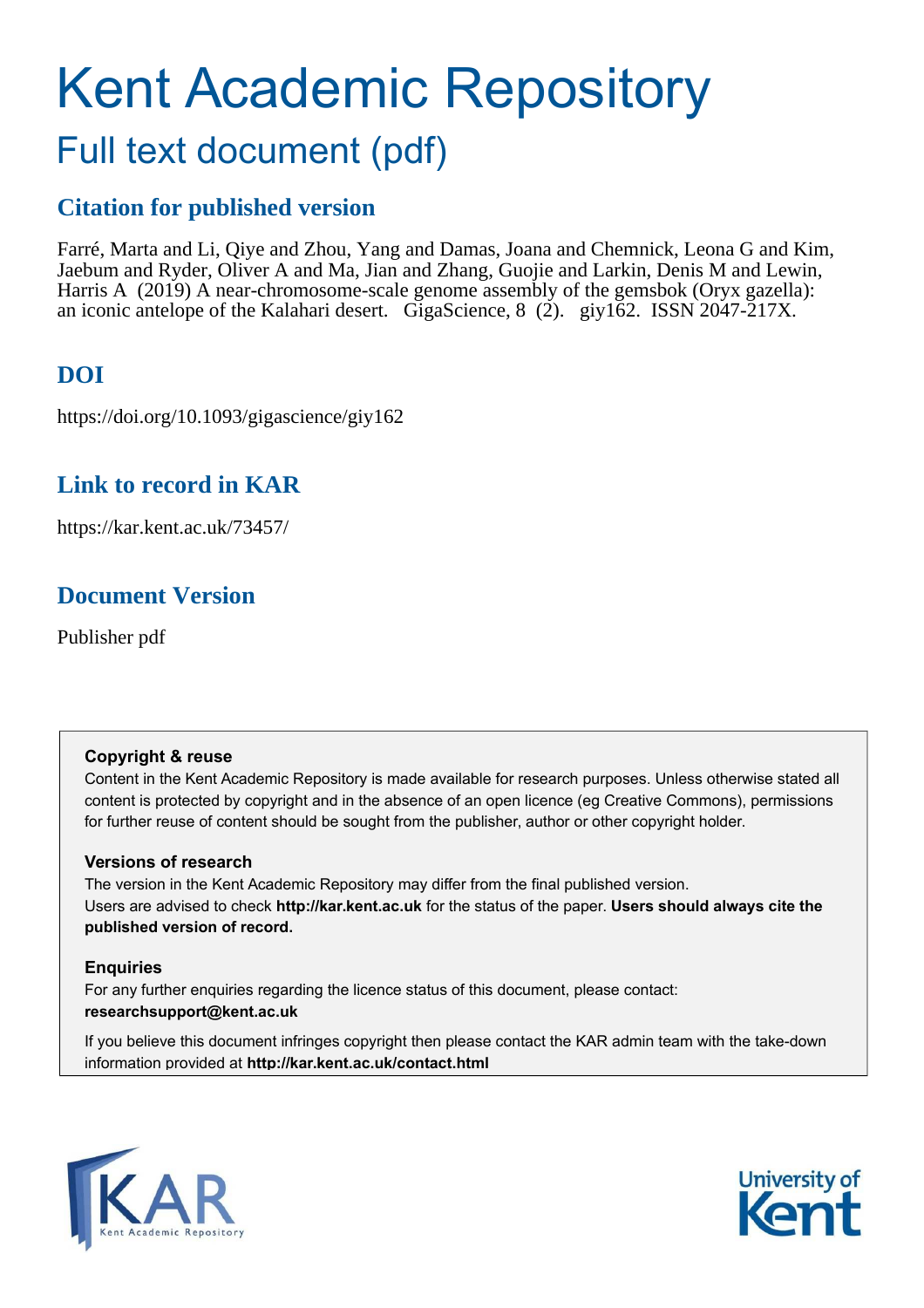# Kent Academic Repository

## Full text document (pdf)

### Citation for published version

Farré, Marta and Li, Qiye and Zhou, Yang and Damas, Joana and Chemnick, Leona G and Kim, Jaebum and Ryder, Oliver A and Ma, Jian and Zhang, Guojie and Larkin, Denis M and Lewin, Harris A (2019) A near-chromosome-scale genome assembly of the gemsbok (Oryx gazella): an iconic antelope of the Kalahari desert. GigaScience, 8 (2). giy162. ISSN 2047-217X.

### DOI

https://doi.org/10.1093/gigascience/giy162

### Link to record in KAR

https://kar.kent.ac.uk/73457/

### Document Version

Publisher pdf

**Copyright & reuse**

Content in the Kent Academic Repository is made available for research purposes. Unless otherwise stated all content is protected by copyright and in the absence of an open licence (eg Creative Commons), permissions for further reuse of content should be sought from the publisher, author or other copyright holder.

**Versions of research**

The version in the Kent Academic Repository may differ from the final published version. Users are advised to check **http://kar.kent.ac.uk** for the status of the paper. **Users should always cite the published version of record.**

**Enquiries**

For any further enquiries regarding the licence status of this document, please contact: **researchsupport@kent.ac.uk**

If you believe this document infringes copyright then please contact the KAR admin team with the take-down information provided at **http://kar.kent.ac.uk/contact.html**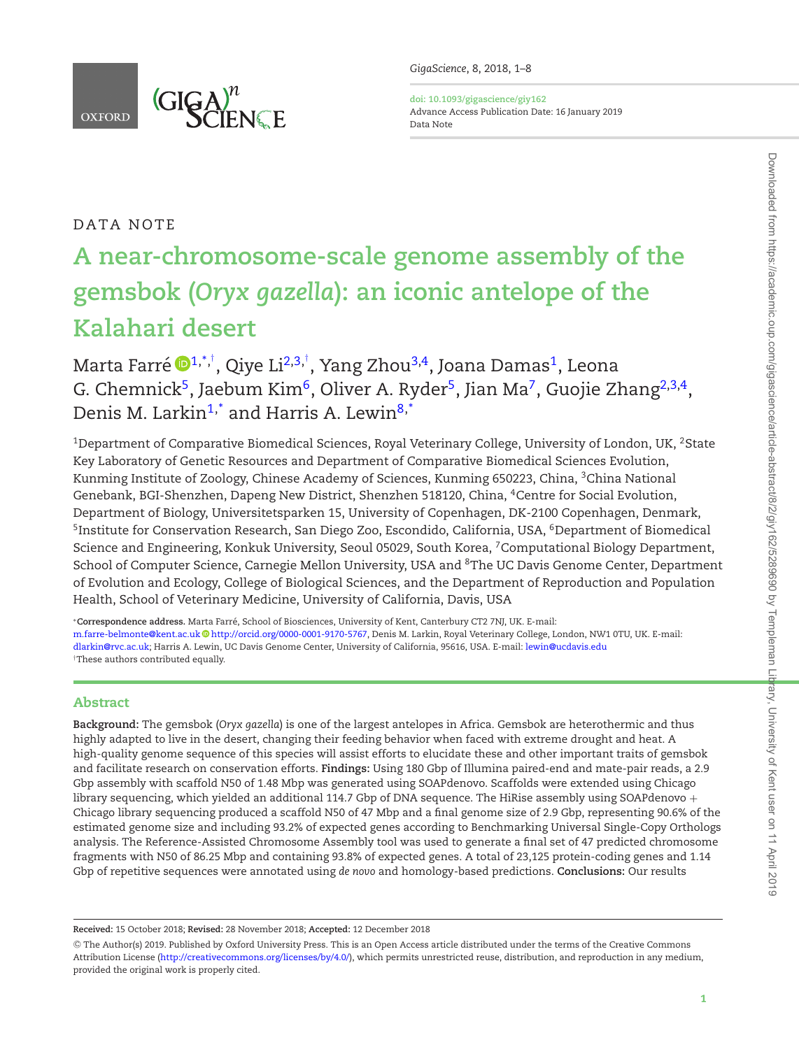DATA NOTE

# A near-chromosome-scale genome assembly of the gemsbok (*Oryx gazella*): an iconic antelope of the Kalahari desert

Marta Farré[1,*,†], Qiye Li[2,3,†], Yang Zhou[3,4], Joana Damas[1], Leona G. Chemnick[5], Jaebum Kim[6], Oliver A. Ryder[5], Jian Ma[7], Guojie Zhang[2,3,4], Denis M. Larkin[1,*] and Harris A. Lewin[8,*]

[1]Department of Comparative Biomedical Sciences, Royal Veterinary College, University of London, UK, [2]State Key Laboratory of Genetic Resources and Department of Comparative Biomedical Sciences Evolution, Kunming Institute of Zoology, Chinese Academy of Sciences, Kunming 650223, China, [3]China National Genebank, BGI-Shenzhen, Dapeng New District, Shenzhen 518120, China, [4]Centre for Social Evolution, Department of Biology, Universitetsparken 15, University of Copenhagen, DK-2100 Copenhagen, Denmark, [5]Institute for Conservation Research, San Diego Zoo, Escondido, California, USA, [6]Department of Biomedical Science and Engineering, Konkuk University, Seoul 05029, South Korea, [7]Computational Biology Department, School of Computer Science, Carnegie Mellon University, USA and [8]The UC Davis Genome Center, Department of Evolution and Ecology, College of Biological Sciences, and the Department of Reproduction and Population Health, School of Veterinary Medicine, University of California, Davis, USA

*__Correspondence address.__ Marta Farré, School of Biosciences, University of Kent, Canterbury CT2 7NJ, UK. E-mail: m.farre-belmonte@kent.ac.uk http://orcid.org/0000-0001-9170-5767, Denis M. Larkin, Royal Veterinary College, London, NW1 0TU, UK. E-mail: dlarkin@rvc.ac.uk; Harris A. Lewin, UC Davis Genome Center, University of California, 95616, USA. E-mail: lewin@ucdavis.edu
†These authors contributed equally.

## Abstract

**Background:** The gemsbok (*Oryx gazella*) is one of the largest antelopes in Africa. Gemsbok are heterothermic and thus highly adapted to live in the desert, changing their feeding behavior when faced with extreme drought and heat. A high-quality genome sequence of this species will assist efforts to elucidate these and other important traits of gemsbok and facilitate research on conservation efforts. **Findings:** Using 180 Gbp of Illumina paired-end and mate-pair reads, a 2.9 Gbp assembly with scaffold N50 of 1.48 Mbp was generated using SOAPdenovo. Scaffolds were extended using Chicago library sequencing, which yielded an additional 114.7 Gbp of DNA sequence. The HiRise assembly using SOAPdenovo + Chicago library sequencing produced a scaffold N50 of 47 Mbp and a final genome size of 2.9 Gbp, representing 90.6% of the estimated genome size and including 93.2% of expected genes according to Benchmarking Universal Single-Copy Orthologs analysis. The Reference-Assisted Chromosome Assembly tool was used to generate a final set of 47 predicted chromosome fragments with N50 of 86.25 Mbp and containing 93.8% of expected genes. A total of 23,125 protein-coding genes and 1.14 Gbp of repetitive sequences were annotated using *de novo* and homology-based predictions. **Conclusions:** Our results

**Received:** 15 October 2018; **Revised:** 28 November 2018; **Accepted:** 12 December 2018

© The Author(s) 2019. Published by Oxford University Press. This is an Open Access article distributed under the terms of the Creative Commons Attribution License (http://creativecommons.org/licenses/by/4.0/), which permits unrestricted reuse, distribution, and reproduction in any medium, provided the original work is properly cited.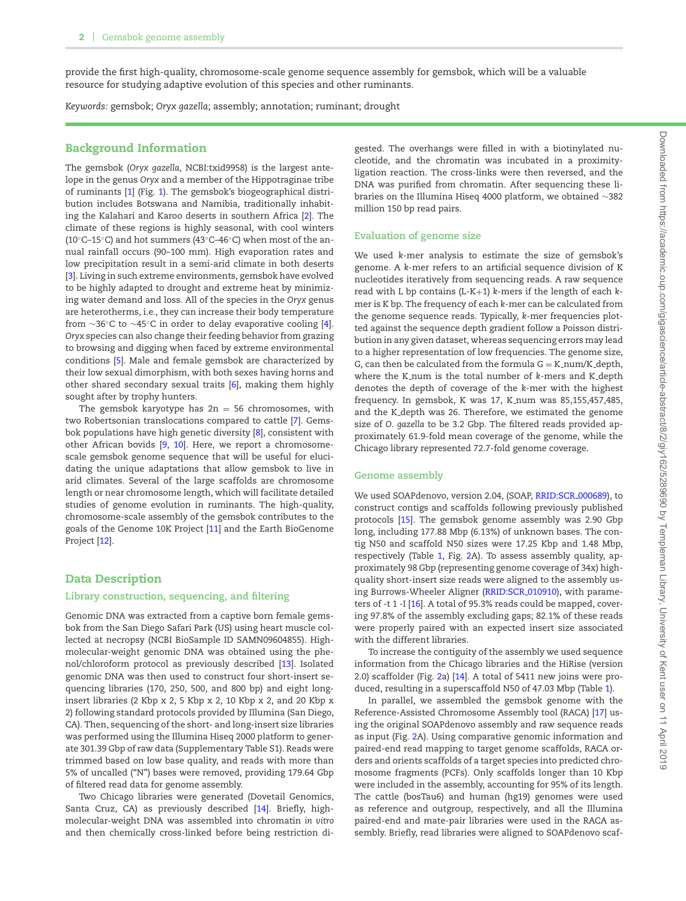provide the first high-quality, chromosome-scale genome sequence assembly for gemsbok, which will be a valuable resource for studying adaptive evolution of this species and other ruminants.

*Keywords:* gemsbok; *Oryx gazella*; assembly; annotation; ruminant; drought

## Background Information

The gemsbok (*Oryx gazella*, NCBI:txid9958) is the largest antelope in the genus *Oryx* and a member of the Hippotraginae tribe of ruminants [1] (Fig. 1). The gemsbok's biogeographical distribution includes Botswana and Namibia, traditionally inhabiting the Kalahari and Karoo deserts in southern Africa [2]. The climate of these regions is highly seasonal, with cool winters (10°C–15°C) and hot summers (43°C–46°C) when most of the annual rainfall occurs (90–100 mm). High evaporation rates and low precipitation result in a semi-arid climate in both deserts [3]. Living in such extreme environments, gemsbok have evolved to be highly adapted to drought and extreme heat by minimizing water demand and loss. All of the species in the *Oryx* genus are heterotherms, i.e., they can increase their body temperature from ~36°C to ~45°C in order to delay evaporative cooling [4]. *Oryx* species can also change their feeding behavior from grazing to browsing and digging when faced by extreme environmental conditions [5]. Male and female gemsbok are characterized by their low sexual dimorphism, with both sexes having horns and other shared secondary sexual traits [6], making them highly sought after by trophy hunters.

The gemsbok karyotype has 2n = 56 chromosomes, with two Robertsonian translocations compared to cattle [7]. Gemsbok populations have high genetic diversity [8], consistent with other African bovids [9, 10]. Here, we report a chromosome-scale gemsbok genome sequence that will be useful for elucidating the unique adaptations that allow gemsbok to live in arid climates. Several of the large scaffolds are chromosome length or near chromosome length, which will facilitate detailed studies of genome evolution in ruminants. The high-quality, chromosome-scale assembly of the gemsbok contributes to the goals of the Genome 10K Project [11] and the Earth BioGenome Project [12].

## Data Description

### Library construction, sequencing, and filtering

Genomic DNA was extracted from a captive born female gemsbok from the San Diego Safari Park (US) using heart muscle collected at necropsy (NCBI BioSample ID SAMN09604855). High-molecular-weight genomic DNA was obtained using the phenol/chloroform protocol as previously described [13]. Isolated genomic DNA was then used to construct four short-insert sequencing libraries (170, 250, 500, and 800 bp) and eight long-insert libraries (2 Kbp x 2, 5 Kbp x 2, 10 Kbp x 2, and 20 Kbp x 2) following standard protocols provided by Illumina (San Diego, CA). Then, sequencing of the short- and long-insert size libraries was performed using the Illumina Hiseq 2000 platform to generate 301.39 Gbp of raw data (Supplementary Table S1). Reads were trimmed based on low base quality, and reads with more than 5% of uncalled ("N") bases were removed, providing 179.64 Gbp of filtered read data for genome assembly.

Two Chicago libraries were generated (Dovetail Genomics, Santa Cruz, CA) as previously described [14]. Briefly, high-molecular-weight DNA was assembled into chromatin *in vitro* and then chemically cross-linked before being restriction digested. The overhangs were filled in with a biotinylated nucleotide, and the chromatin was incubated in a proximity-ligation reaction. The cross-links were then reversed, and the DNA was purified from chromatin. After sequencing these libraries on the Illumina Hiseq 4000 platform, we obtained ~382 million 150 bp read pairs.

### Evaluation of genome size

We used *k*-mer analysis to estimate the size of gemsbok's genome. A *k*-mer refers to an artificial sequence division of K nucleotides iteratively from sequencing reads. A raw sequence read with L bp contains (L-K+1) *k*-mers if the length of each *k*-mer is K bp. The frequency of each *k*-mer can be calculated from the genome sequence reads. Typically, *k*-mer frequencies plotted against the sequence depth gradient follow a Poisson distribution in any given dataset, whereas sequencing errors may lead to a higher representation of low frequencies. The genome size, G, can then be calculated from the formula $G = K\_num/K\_depth$, where the K_num is the total number of *k*-mers and K_depth denotes the depth of coverage of the *k*-mer with the highest frequency. In gemsbok, K was 17, K_num was 85,155,457,485, and the K_depth was 26. Therefore, we estimated the genome size of *O. gazella* to be 3.2 Gbp. The filtered reads provided approximately 61.9-fold mean coverage of the genome, while the Chicago library represented 72.7-fold genome coverage.

### Genome assembly

We used SOAPdenovo, version 2.04, (SOAP, RRID:SCR_000689), to construct contigs and scaffolds following previously published protocols [15]. The gemsbok genome assembly was 2.90 Gbp long, including 177.88 Mbp (6.13%) of unknown bases. The contig N50 and scaffold N50 sizes were 17.25 Kbp and 1.48 Mbp, respectively (Table 1, Fig. 2A). To assess assembly quality, approximately 98 Gbp (representing genome coverage of 34x) high-quality short-insert size reads were aligned to the assembly using Burrows-Wheeler Aligner (RRID:SCR_010910), with parameters of -t 1 -I [16]. A total of 95.3% reads could be mapped, covering 97.8% of the assembly excluding gaps; 82.1% of these reads were properly paired with an expected insert size associated with the different libraries.

To increase the contiguity of the assembly we used sequence information from the Chicago libraries and the HiRise (version 2.0) scaffolder (Fig. 2a) [14]. A total of 5411 new joins were produced, resulting in a superscaffold N50 of 47.03 Mbp (Table 1).

In parallel, we assembled the gemsbok genome with the Reference-Assisted Chromosome Assembly tool (RACA) [17] using the original SOAPdenovo assembly and raw sequence reads as input (Fig. 2A). Using comparative genomic information and paired-end read mapping to target genome scaffolds, RACA orders and orients scaffolds of a target species into predicted chromosome fragments (PCFs). Only scaffolds longer than 10 Kbp were included in the assembly, accounting for 95% of its length. The cattle (bosTau6) and human (hg19) genomes were used as reference and outgroup, respectively, and all the Illumina paired-end and mate-pair libraries were used in the RACA assembly. Briefly, read libraries were aligned to SOAPdenovo scaf-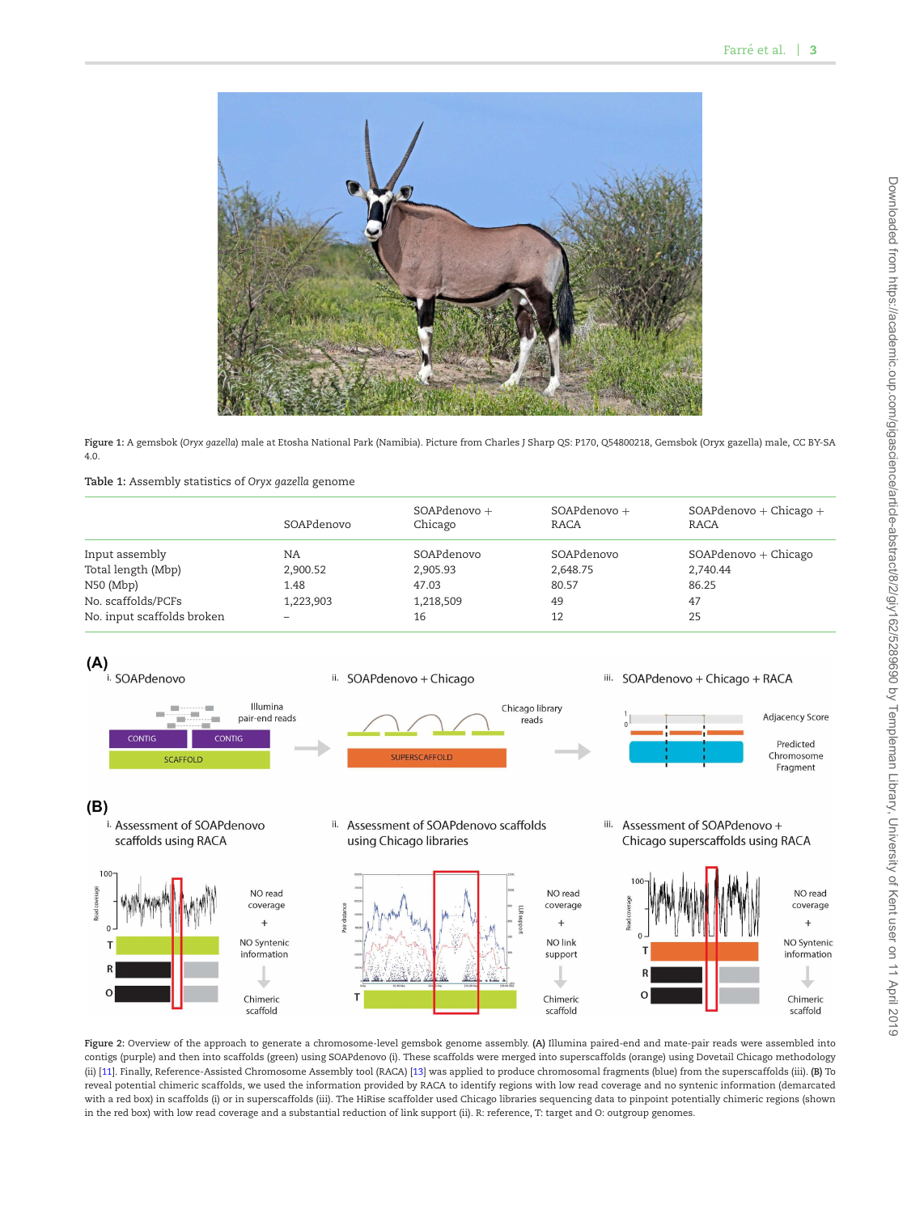Figure 1: A gemsbok (*Oryx gazella*) male at Etosha National Park (Namibia). Picture from Charles J Sharp QS: P170, Q54800218, Gemsbok (Oryx gazella) male, CC BY-SA 4.0.

Table 1: Assembly statistics of *Oryx gazella* genome

| | SOAPdenovo | SOAPdenovo + Chicago | SOAPdenovo + RACA | SOAPdenovo + Chicago + RACA |
|---|---|---|---|---|
| Input assembly | NA | SOAPdenovo | SOAPdenovo | SOAPdenovo + Chicago |
| Total length (Mbp) | 2,900.52 | 2,905.93 | 2,648.75 | 2,740.44 |
| N50 (Mbp) | 1.48 | 47.03 | 80.57 | 86.25 |
| No. scaffolds/PCFs | 1,223,903 | 1,218,509 | 49 | 47 |
| No. input scaffolds broken | – | 16 | 12 | 25 |

Figure 2: Overview of the approach to generate a chromosome-level gemsbok genome assembly. **(A)** Illumina paired-end and mate-pair reads were assembled into contigs (purple) and then into scaffolds (green) using SOAPdenovo (i). These scaffolds were merged into superscaffolds (orange) using Dovetail Chicago methodology (ii) [11]. Finally, Reference-Assisted Chromosome Assembly tool (RACA) [13] was applied to produce chromosomal fragments (blue) from the superscaffolds (iii). **(B)** To reveal potential chimeric scaffolds, we used the information provided by RACA to identify regions with low read coverage and no syntenic information (demarcated with a red box) in scaffolds (i) or in superscaffolds (iii). The HiRise scaffolder used Chicago libraries sequencing data to pinpoint potentially chimeric regions (shown in the red box) with low read coverage and a substantial reduction of link support (ii). R: reference, T: target and O: outgroup genomes.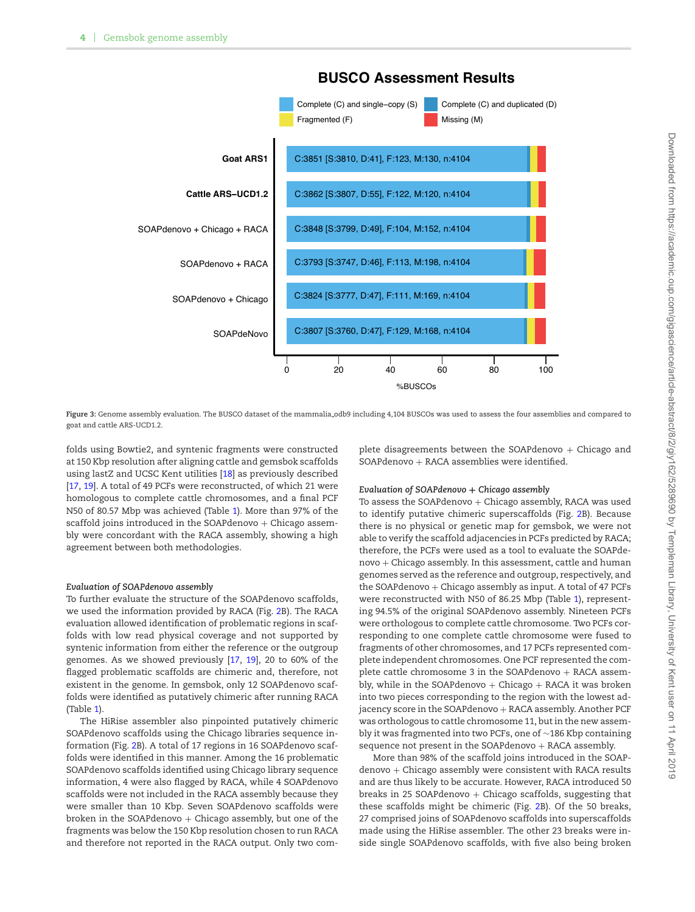Figure 3: Genome assembly evaluation. The BUSCO dataset of the mammalia_odb9 including 4,104 BUSCOs was used to assess the four assemblies and compared to goat and cattle ARS-UCD1.2.

folds using Bowtie2, and syntenic fragments were constructed at 150 Kbp resolution after aligning cattle and gemsbok scaffolds using lastZ and UCSC Kent utilities [18] as previously described [17, 19]. A total of 49 PCFs were reconstructed, of which 21 were homologous to complete cattle chromosomes, and a final PCF N50 of 80.57 Mbp was achieved (Table 1). More than 97% of the scaffold joins introduced in the SOAPdenovo + Chicago assembly were concordant with the RACA assembly, showing a high agreement between both methodologies.

### *Evaluation of SOAPdenovo assembly*

To further evaluate the structure of the SOAPdenovo scaffolds, we used the information provided by RACA (Fig. 2B). The RACA evaluation allowed identification of problematic regions in scaffolds with low read physical coverage and not supported by syntenic information from either the reference or the outgroup genomes. As we showed previously [17, 19], 20 to 60% of the flagged problematic scaffolds are chimeric and, therefore, not existent in the genome. In gemsbok, only 12 SOAPdenovo scaffolds were identified as putatively chimeric after running RACA (Table 1).

The HiRise assembler also pinpointed putatively chimeric SOAPdenovo scaffolds using the Chicago libraries sequence information (Fig. 2B). A total of 17 regions in 16 SOAPdenovo scaffolds were identified in this manner. Among the 16 problematic SOAPdenovo scaffolds identified using Chicago library sequence information, 4 were also flagged by RACA, while 4 SOAPdenovo scaffolds were not included in the RACA assembly because they were smaller than 10 Kbp. Seven SOAPdenovo scaffolds were broken in the SOAPdenovo + Chicago assembly, but one of the fragments was below the 150 Kbp resolution chosen to run RACA and therefore not reported in the RACA output. Only two complete disagreements between the SOAPdenovo + Chicago and SOAPdenovo + RACA assemblies were identified.

### *Evaluation of SOAPdenovo + Chicago assembly*

To assess the SOAPdenovo + Chicago assembly, RACA was used to identify putative chimeric superscaffolds (Fig. 2B). Because there is no physical or genetic map for gemsbok, we were not able to verify the scaffold adjacencies in PCFs predicted by RACA; therefore, the PCFs were used as a tool to evaluate the SOAPdenovo + Chicago assembly. In this assessment, cattle and human genomes served as the reference and outgroup, respectively, and the SOAPdenovo + Chicago assembly as input. A total of 47 PCFs were reconstructed with N50 of 86.25 Mbp (Table 1), representing 94.5% of the original SOAPdenovo assembly. Nineteen PCFs were orthologous to complete cattle chromosome. Two PCFs corresponding to one complete cattle chromosome were fused to fragments of other chromosomes, and 17 PCFs represented complete independent chromosomes. One PCF represented the complete cattle chromosome 3 in the SOAPdenovo + RACA assembly, while in the SOAPdenovo + Chicago + RACA it was broken into two pieces corresponding to the region with the lowest adjacency score in the SOAPdenovo + RACA assembly. Another PCF was orthologous to cattle chromosome 11, but in the new assembly it was fragmented into two PCFs, one of ~186 Kbp containing sequence not present in the SOAPdenovo + RACA assembly.

More than 98% of the scaffold joins introduced in the SOAPdenovo + Chicago assembly were consistent with RACA results and are thus likely to be accurate. However, RACA introduced 50 breaks in 25 SOAPdenovo + Chicago scaffolds, suggesting that these scaffolds might be chimeric (Fig. 2B). Of the 50 breaks, 27 comprised joins of SOAPdenovo scaffolds into superscaffolds made using the HiRise assembler. The other 23 breaks were inside single SOAPdenovo scaffolds, with five also being broken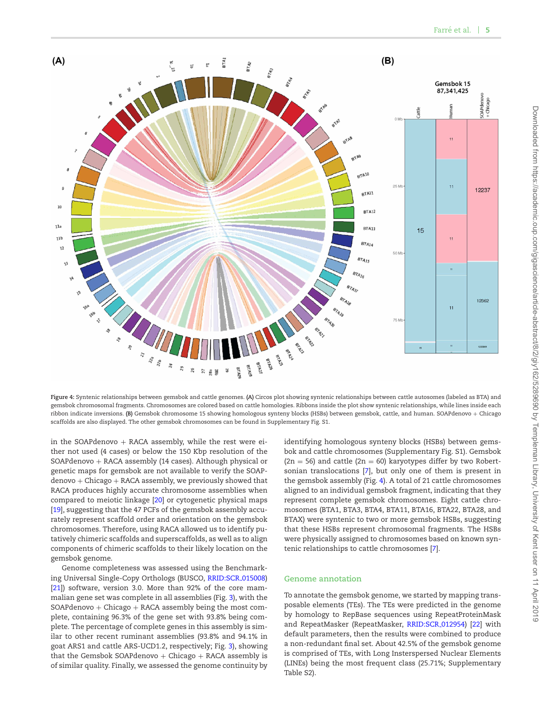Figure 4: Syntenic relationships between gemsbok and cattle genomes. **(A)** Circos plot showing syntenic relationships between cattle autosomes (labeled as BTA) and gemsbok chromosomal fragments. Chromosomes are colored based on cattle homologies. Ribbons inside the plot show syntenic relationships, while lines inside each ribbon indicate inversions. **(B)** Gemsbok chromosome 15 showing homologous synteny blocks (HSBs) between gemsbok, cattle, and human. SOAPdenovo + Chicago scaffolds are also displayed. The other gemsbok chromosomes can be found in Supplementary Fig. S1.

in the SOAPdenovo + RACA assembly, while the rest were either not used (4 cases) or below the 150 Kbp resolution of the SOAPdenovo + RACA assembly (14 cases). Although physical or genetic maps for gemsbok are not available to verify the SOAPdenovo + Chicago + RACA assembly, we previously showed that RACA produces highly accurate chromosome assemblies when compared to meiotic linkage [20] or cytogenetic physical maps [19], suggesting that the 47 PCFs of the gemsbok assembly accurately represent scaffold order and orientation on the gemsbok chromosomes. Therefore, using RACA allowed us to identify putatively chimeric scaffolds and superscaffolds, as well as to align components of chimeric scaffolds to their likely location on the gemsbok genome.

Genome completeness was assessed using the Benchmarking Universal Single-Copy Orthologs (BUSCO, RRID:SCR_015008) [21]) software, version 3.0. More than 92% of the core mammalian gene set was complete in all assemblies (Fig. 3), with the SOAPdenovo + Chicago + RACA assembly being the most complete, containing 96.3% of the gene set with 93.8% being complete. The percentage of complete genes in this assembly is similar to other recent ruminant assemblies (93.8% and 94.1% in goat ARS1 and cattle ARS-UCD1.2, respectively; Fig. 3), showing that the Gemsbok SOAPdenovo + Chicago + RACA assembly is of similar quality. Finally, we assessed the genome continuity by identifying homologous synteny blocks (HSBs) between gemsbok and cattle chromosomes (Supplementary Fig. S1). Gemsbok (2n = 56) and cattle (2n = 60) karyotypes differ by two Robertsonian translocations [7], but only one of them is present in the gemsbok assembly (Fig. 4). A total of 21 cattle chromosomes aligned to an individual gemsbok fragment, indicating that they represent complete gemsbok chromosomes. Eight cattle chromosomes (BTA1, BTA3, BTA4, BTA11, BTA16, BTA22, BTA28, and BTAX) were syntenic to two or more gemsbok HSBs, suggesting that these HSBs represent chromosomal fragments. The HSBs were physically assigned to chromosomes based on known syntenic relationships to cattle chromosomes [7].

## Genome annotation

To annotate the gemsbok genome, we started by mapping transposable elements (TEs). The TEs were predicted in the genome by homology to RepBase sequences using RepeatProteinMask and RepeatMasker (RepeatMasker, RRID:SCR_012954) [22] with default parameters, then the results were combined to produce a non-redundant final set. About 42.5% of the gemsbok genome is comprised of TEs, with Long Interspersed Nuclear Elements (LINEs) being the most frequent class (25.71%; Supplementary Table S2).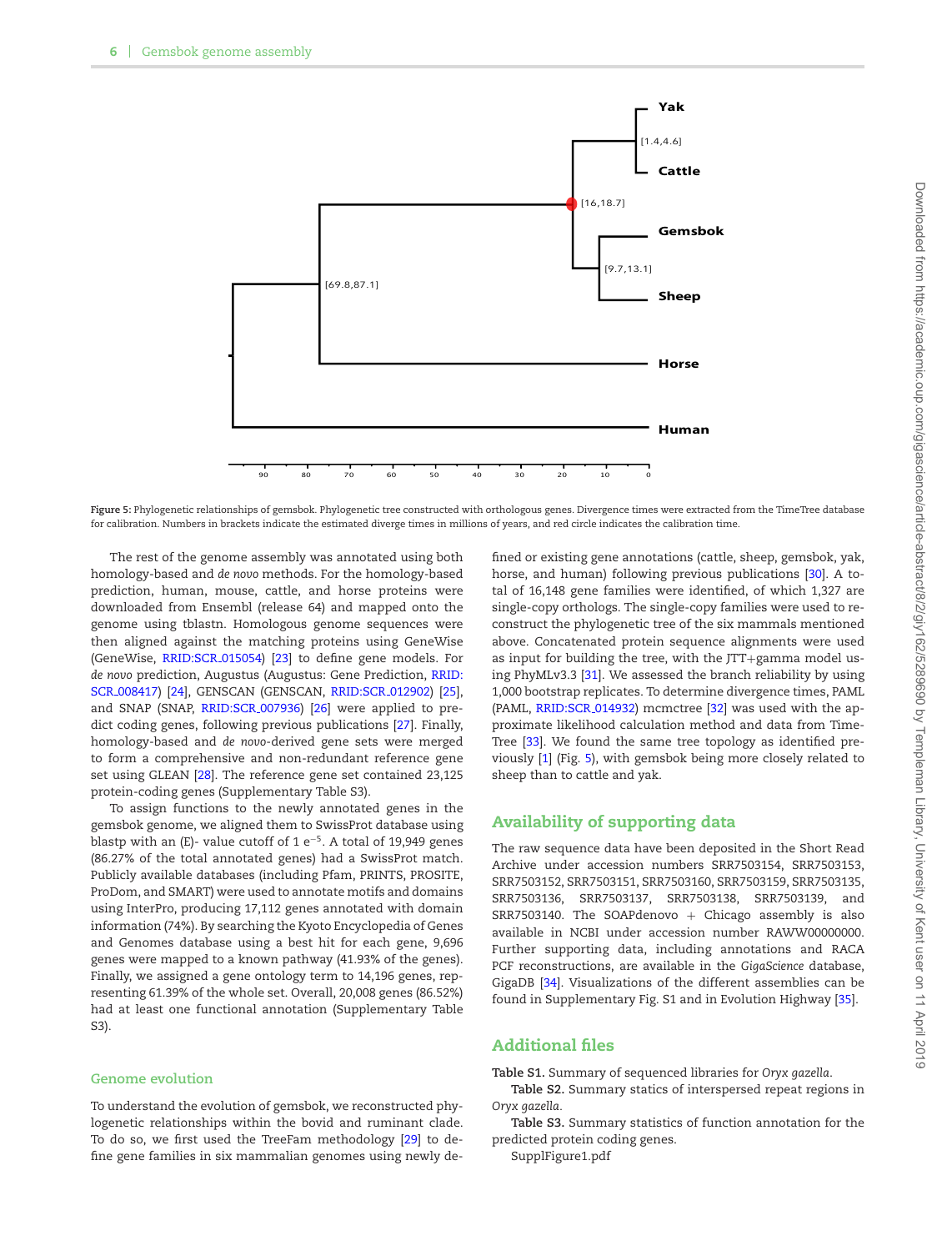Figure 5: Phylogenetic relationships of gemsbok. Phylogenetic tree constructed with orthologous genes. Divergence times were extracted from the TimeTree database for calibration. Numbers in brackets indicate the estimated diverge times in millions of years, and red circle indicates the calibration time.

The rest of the genome assembly was annotated using both homology-based and *de novo* methods. For the homology-based prediction, human, mouse, cattle, and horse proteins were downloaded from Ensembl (release 64) and mapped onto the genome using tblastn. Homologous genome sequences were then aligned against the matching proteins using GeneWise (GeneWise, RRID:SCR_015054) [23] to define gene models. For *de novo* prediction, Augustus (Augustus: Gene Prediction, RRID:SCR_008417) [24], GENSCAN (GENSCAN, RRID:SCR_012902) [25], and SNAP (SNAP, RRID:SCR_007936) [26] were applied to predict coding genes, following previous publications [27]. Finally, homology-based and *de novo*-derived gene sets were merged to form a comprehensive and non-redundant reference gene set using GLEAN [28]. The reference gene set contained 23,125 protein-coding genes (Supplementary Table S3).

To assign functions to the newly annotated genes in the gemsbok genome, we aligned them to SwissProt database using blastp with an (E)- value cutoff of 1 $e^{-5}$. A total of 19,949 genes (86.27% of the total annotated genes) had a SwissProt match. Publicly available databases (including Pfam, PRINTS, PROSITE, ProDom, and SMART) were used to annotate motifs and domains using InterPro, producing 17,112 genes annotated with domain information (74%). By searching the Kyoto Encyclopedia of Genes and Genomes database using a best hit for each gene, 9,696 genes were mapped to a known pathway (41.93% of the genes). Finally, we assigned a gene ontology term to 14,196 genes, representing 61.39% of the whole set. Overall, 20,008 genes (86.52%) had at least one functional annotation (Supplementary Table S3).

### Genome evolution

To understand the evolution of gemsbok, we reconstructed phylogenetic relationships within the bovid and ruminant clade. To do so, we first used the TreeFam methodology [29] to define gene families in six mammalian genomes using newly defined or existing gene annotations (cattle, sheep, gemsbok, yak, horse, and human) following previous publications [30]. A total of 16,148 gene families were identified, of which 1,327 are single-copy orthologs. The single-copy families were used to reconstruct the phylogenetic tree of the six mammals mentioned above. Concatenated protein sequence alignments were used as input for building the tree, with the JTT+gamma model using PhyMLv3.3 [31]. We assessed the branch reliability by using 1,000 bootstrap replicates. To determine divergence times, PAML (PAML, RRID:SCR_014932) mcmctree [32] was used with the approximate likelihood calculation method and data from TimeTree [33]. We found the same tree topology as identified previously [1] (Fig. 5), with gemsbok being more closely related to sheep than to cattle and yak.

## Availability of supporting data

The raw sequence data have been deposited in the Short Read Archive under accession numbers SRR7503154, SRR7503153, SRR7503152, SRR7503151, SRR7503160, SRR7503159, SRR7503135, SRR7503136, SRR7503137, SRR7503138, SRR7503139, and SRR7503140. The SOAPdenovo + Chicago assembly is also available in NCBI under accession number RAWW00000000. Further supporting data, including annotations and RACA PCF reconstructions, are available in the *GigaScience* database, GigaDB [34]. Visualizations of the different assemblies can be found in Supplementary Fig. S1 and in Evolution Highway [35].

## Additional files

**Table S1.** Summary of sequenced libraries for *Oryx gazella*.

**Table S2.** Summary statics of interspersed repeat regions in *Oryx gazella*.

**Table S3.** Summary statistics of function annotation for the predicted protein coding genes.

SupplFigure1.pdf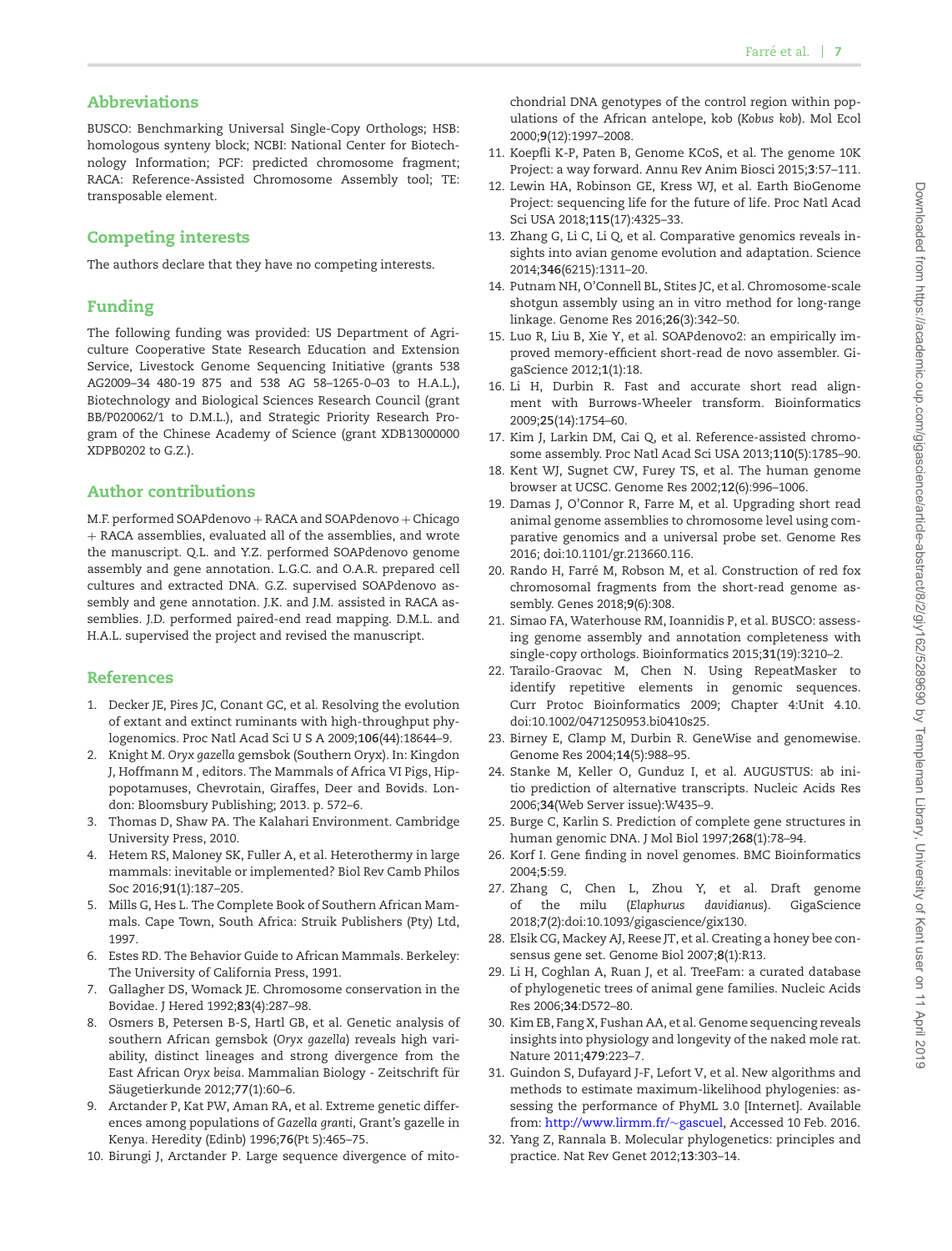## Abbreviations

BUSCO: Benchmarking Universal Single-Copy Orthologs; HSB: homologous synteny block; NCBI: National Center for Biotechnology Information; PCF: predicted chromosome fragment; RACA: Reference-Assisted Chromosome Assembly tool; TE: transposable element.

## Competing interests

The authors declare that they have no competing interests.

## Funding

The following funding was provided: US Department of Agriculture Cooperative State Research Education and Extension Service, Livestock Genome Sequencing Initiative (grants 538 AG2009–34 480-19 875 and 538 AG 58–1265-0–03 to H.A.L.), Biotechnology and Biological Sciences Research Council (grant BB/P020062/1 to D.M.L.), and Strategic Priority Research Program of the Chinese Academy of Science (grant XDB13000000 XDPB0202 to G.Z.).

## Author contributions

M.F. performed SOAPdenovo + RACA and SOAPdenovo + Chicago + RACA assemblies, evaluated all of the assemblies, and wrote the manuscript. Q.L. and Y.Z. performed SOAPdenovo genome assembly and gene annotation. L.G.C. and O.A.R. prepared cell cultures and extracted DNA. G.Z. supervised SOAPdenovo assembly and gene annotation. J.K. and J.M. assisted in RACA assemblies. J.D. performed paired-end read mapping. D.M.L. and H.A.L. supervised the project and revised the manuscript.

## References

1. Decker JE, Pires JC, Conant GC, et al. Resolving the evolution of extant and extinct ruminants with high-throughput phylogenomics. Proc Natl Acad Sci U S A 2009;**106**(44):18644–9.
2. Knight M. *Oryx gazella* gemsbok (Southern Oryx). In: Kingdon J, Hoffmann M , editors. The Mammals of Africa VI Pigs, Hippopotamuses, Chevrotain, Giraffes, Deer and Bovids. London: Bloomsbury Publishing; 2013. p. 572–6.
3. Thomas D, Shaw PA. The Kalahari Environment. Cambridge University Press, 2010.
4. Hetem RS, Maloney SK, Fuller A, et al. Heterothermy in large mammals: inevitable or implemented? Biol Rev Camb Philos Soc 2016;**91**(1):187–205.
5. Mills G, Hes L. The Complete Book of Southern African Mammals. Cape Town, South Africa: Struik Publishers (Pty) Ltd, 1997.
6. Estes RD. The Behavior Guide to African Mammals. Berkeley: The University of California Press, 1991.
7. Gallagher DS, Womack JE. Chromosome conservation in the Bovidae. J Hered 1992;**83**(4):287–98.
8. Osmers B, Petersen B-S, Hartl GB, et al. Genetic analysis of southern African gemsbok (*Oryx gazella*) reveals high variability, distinct lineages and strong divergence from the East African *Oryx beisa*. Mammalian Biology - Zeitschrift für Säugetierkunde 2012;**77**(1):60–6.
9. Arctander P, Kat PW, Aman RA, et al. Extreme genetic differences among populations of *Gazella granti*, Grant's gazelle in Kenya. Heredity (Edinb) 1996;**76**(Pt 5):465–75.
10. Birungi J, Arctander P. Large sequence divergence of mitochondrial DNA genotypes of the control region within populations of the African antelope, kob (*Kobus kob*). Mol Ecol 2000;**9**(12):1997–2008.
11. Koepfli K-P, Paten B, Genome KCoS, et al. The genome 10K Project: a way forward. Annu Rev Anim Biosci 2015;**3**:57–111.
12. Lewin HA, Robinson GE, Kress WJ, et al. Earth BioGenome Project: sequencing life for the future of life. Proc Natl Acad Sci USA 2018;**115**(17):4325–33.
13. Zhang G, Li C, Li Q, et al. Comparative genomics reveals insights into avian genome evolution and adaptation. Science 2014;**346**(6215):1311–20.
14. Putnam NH, O'Connell BL, Stites JC, et al. Chromosome-scale shotgun assembly using an in vitro method for long-range linkage. Genome Res 2016;**26**(3):342–50.
15. Luo R, Liu B, Xie Y, et al. SOAPdenovo2: an empirically improved memory-efficient short-read de novo assembler. GigaScience 2012;**1**(1):18.
16. Li H, Durbin R. Fast and accurate short read alignment with Burrows-Wheeler transform. Bioinformatics 2009;**25**(14):1754–60.
17. Kim J, Larkin DM, Cai Q, et al. Reference-assisted chromosome assembly. Proc Natl Acad Sci USA 2013;**110**(5):1785–90.
18. Kent WJ, Sugnet CW, Furey TS, et al. The human genome browser at UCSC. Genome Res 2002;**12**(6):996–1006.
19. Damas J, O'Connor R, Farre M, et al. Upgrading short read animal genome assemblies to chromosome level using comparative genomics and a universal probe set. Genome Res 2016; doi:10.1101/gr.213660.116.
20. Rando H, Farré M, Robson M, et al. Construction of red fox chromosomal fragments from the short-read genome assembly. Genes 2018;**9**(6):308.
21. Simao FA, Waterhouse RM, Ioannidis P, et al. BUSCO: assessing genome assembly and annotation completeness with single-copy orthologs. Bioinformatics 2015;**31**(19):3210–2.
22. Tarailo-Graovac M, Chen N. Using RepeatMasker to identify repetitive elements in genomic sequences. Curr Protoc Bioinformatics 2009; Chapter 4:Unit 4.10. doi:10.1002/0471250953.bi0410s25.
23. Birney E, Clamp M, Durbin R. GeneWise and genomewise. Genome Res 2004;**14**(5):988–95.
24. Stanke M, Keller O, Gunduz I, et al. AUGUSTUS: ab initio prediction of alternative transcripts. Nucleic Acids Res 2006;**34**(Web Server issue):W435–9.
25. Burge C, Karlin S. Prediction of complete gene structures in human genomic DNA. J Mol Biol 1997;**268**(1):78–94.
26. Korf I. Gene finding in novel genomes. BMC Bioinformatics 2004;**5**:59.
27. Zhang C, Chen L, Zhou Y, et al. Draft genome of the milu (*Elaphurus davidianus*). GigaScience 2018;**7**(2):doi:10.1093/gigascience/gix130.
28. Elsik CG, Mackey AJ, Reese JT, et al. Creating a honey bee consensus gene set. Genome Biol 2007;**8**(1):R13.
29. Li H, Coghlan A, Ruan J, et al. TreeFam: a curated database of phylogenetic trees of animal gene families. Nucleic Acids Res 2006;**34**:D572–80.
30. Kim EB, Fang X, Fushan AA, et al. Genome sequencing reveals insights into physiology and longevity of the naked mole rat. Nature 2011;**479**:223–7.
31. Guindon S, Dufayard J-F, Lefort V, et al. New algorithms and methods to estimate maximum-likelihood phylogenies: assessing the performance of PhyML 3.0 [Internet]. Available from: http://www.lirmm.fr/~gascuel, Accessed 10 Feb. 2016.
32. Yang Z, Rannala B. Molecular phylogenetics: principles and practice. Nat Rev Genet 2012;**13**:303–14.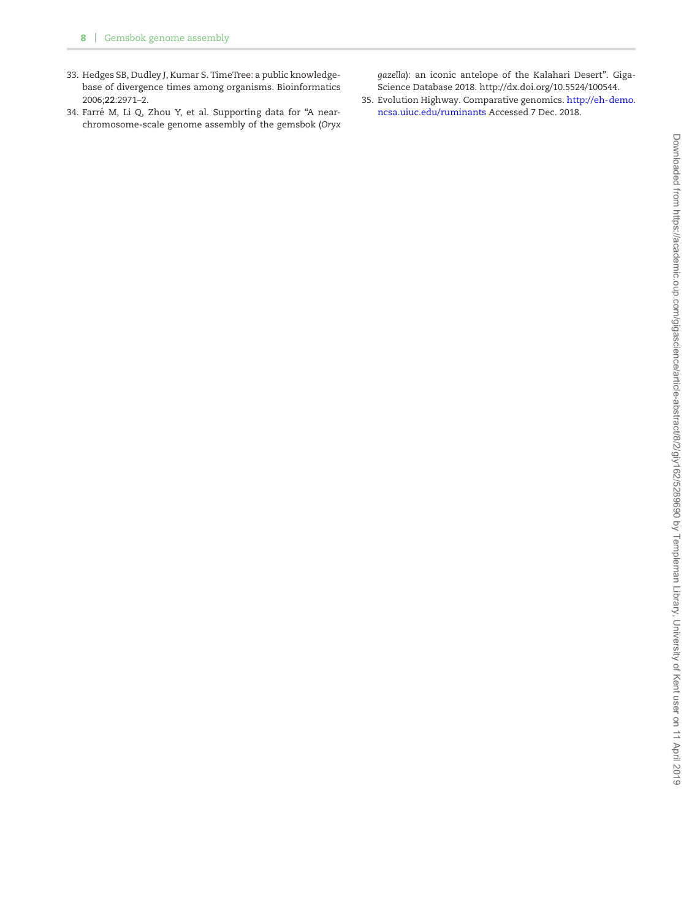33. Hedges SB, Dudley J, Kumar S. TimeTree: a public knowledge-base of divergence times among organisms. Bioinformatics 2006;**22**:2971–2.
34. Farré M, Li Q, Zhou Y, et al. Supporting data for "A near-chromosome-scale genome assembly of the gemsbok (*Oryx gazella*): an iconic antelope of the Kalahari Desert". GigaScience Database 2018. http://dx.doi.org/10.5524/100544.
35. Evolution Highway. Comparative genomics. http://eh-demo.ncsa.uiuc.edu/ruminants Accessed 7 Dec. 2018.